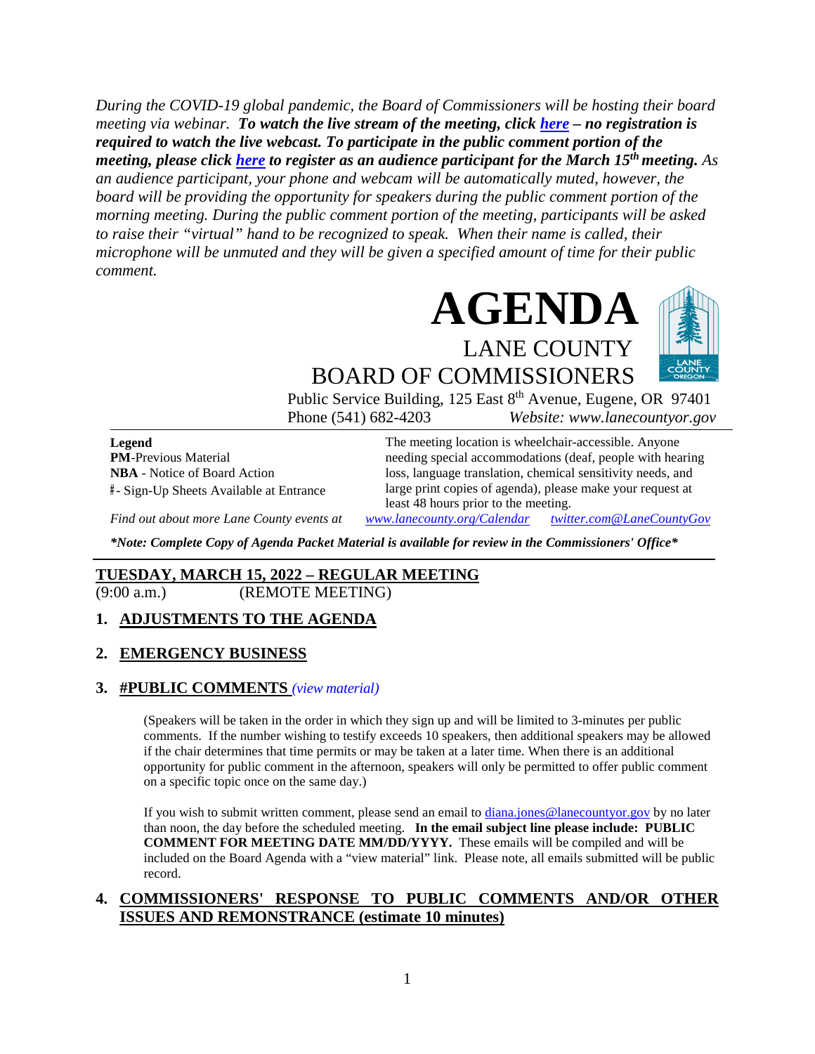*During the COVID-19 global pandemic, the Board of Commissioners will be hosting their board meeting via webinar.* ***To watch the live stream of the meeting, click [here](#) – no registration is required to watch the live webcast. To participate in the public comment portion of the meeting, please click [here](#) to register as an audience participant for the March 15th meeting.*** *As an audience participant, your phone and webcam will be automatically muted, however, the board will be providing the opportunity for speakers during the public comment portion of the morning meeting. During the public comment portion of the meeting, participants will be asked to raise their "virtual" hand to be recognized to speak. When their name is called, their microphone will be unmuted and they will be given a specified amount of time for their public comment.*

# AGENDA

## LANE COUNTY BOARD OF COMMISSIONERS

Public Service Building, 125 East 8th Avenue, Eugene, OR 97401
Phone (541) 682-4203 *Website: www.lanecountyor.gov*

**Legend**
**PM**-Previous Material
**NBA** - Notice of Board Action
#- Sign-Up Sheets Available at Entrance

The meeting location is wheelchair-accessible. Anyone needing special accommodations (deaf, people with hearing loss, language translation, chemical sensitivity needs, and large print copies of agenda), please make your request at least 48 hours prior to the meeting.

*Find out about more Lane County events at [www.lanecounty.org/Calendar](www.lanecounty.org/Calendar) [twitter.com@LaneCountyGov](twitter.com@LaneCountyGov)*

***\*Note: Complete Copy of Agenda Packet Material is available for review in the Commissioners' Office\****

## TUESDAY, MARCH 15, 2022 – REGULAR MEETING

(9:00 a.m.) (REMOTE MEETING)

### 1. ADJUSTMENTS TO THE AGENDA

### 2. EMERGENCY BUSINESS

### 3. #PUBLIC COMMENTS *(view material)*

(Speakers will be taken in the order in which they sign up and will be limited to 3-minutes per public comments. If the number wishing to testify exceeds 10 speakers, then additional speakers may be allowed if the chair determines that time permits or may be taken at a later time. When there is an additional opportunity for public comment in the afternoon, speakers will only be permitted to offer public comment on a specific topic once on the same day.)

If you wish to submit written comment, please send an email to [diana.jones@lanecountyor.gov](mailto:diana.jones@lanecountyor.gov) by no later than noon, the day before the scheduled meeting. **In the email subject line please include: PUBLIC COMMENT FOR MEETING DATE MM/DD/YYYY.** These emails will be compiled and will be included on the Board Agenda with a "view material" link. Please note, all emails submitted will be public record.

### 4. COMMISSIONERS' RESPONSE TO PUBLIC COMMENTS AND/OR OTHER ISSUES AND REMONSTRANCE (estimate 10 minutes)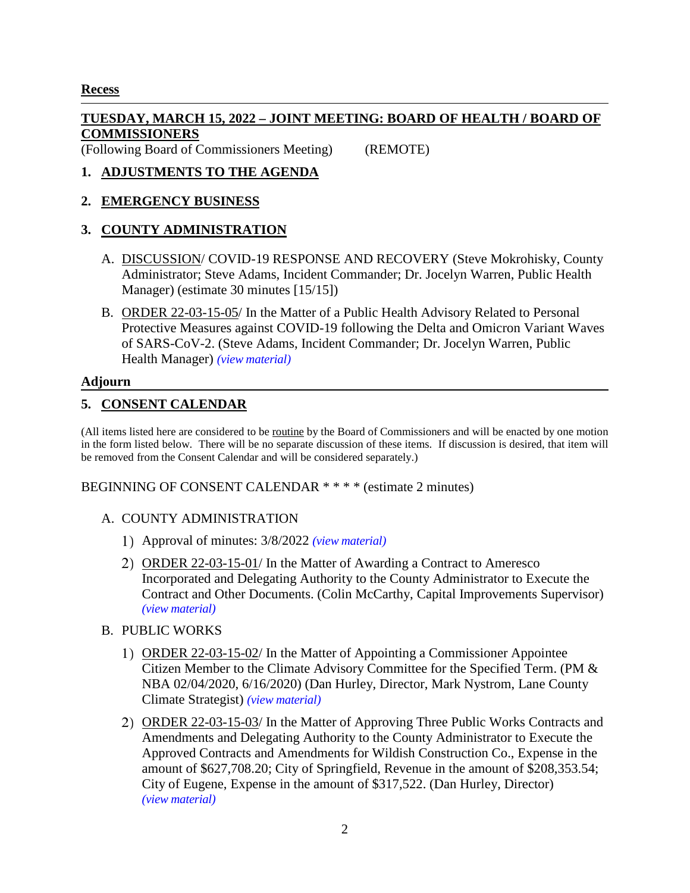**Recess**

---

**TUESDAY, MARCH 15, 2022 – JOINT MEETING: BOARD OF HEALTH / BOARD OF COMMISSIONERS**
(Following Board of Commissioners Meeting) (REMOTE)

## 1. ADJUSTMENTS TO THE AGENDA

## 2. EMERGENCY BUSINESS

## 3. COUNTY ADMINISTRATION

A. DISCUSSION/ COVID-19 RESPONSE AND RECOVERY (Steve Mokrohisky, County Administrator; Steve Adams, Incident Commander; Dr. Jocelyn Warren, Public Health Manager) (estimate 30 minutes [15/15])

B. ORDER 22-03-15-05/ In the Matter of a Public Health Advisory Related to Personal Protective Measures against COVID-19 following the Delta and Omicron Variant Waves of SARS-CoV-2. (Steve Adams, Incident Commander; Dr. Jocelyn Warren, Public Health Manager) *(view material)*

**Adjourn**

---

## 5. CONSENT CALENDAR

(All items listed here are considered to be routine by the Board of Commissioners and will be enacted by one motion in the form listed below. There will be no separate discussion of these items. If discussion is desired, that item will be removed from the Consent Calendar and will be considered separately.)

BEGINNING OF CONSENT CALENDAR * * * * (estimate 2 minutes)

A. COUNTY ADMINISTRATION

1) Approval of minutes: 3/8/2022 *(view material)*

2) ORDER 22-03-15-01/ In the Matter of Awarding a Contract to Ameresco Incorporated and Delegating Authority to the County Administrator to Execute the Contract and Other Documents. (Colin McCarthy, Capital Improvements Supervisor) *(view material)*

B. PUBLIC WORKS

1) ORDER 22-03-15-02/ In the Matter of Appointing a Commissioner Appointee Citizen Member to the Climate Advisory Committee for the Specified Term. (PM & NBA 02/04/2020, 6/16/2020) (Dan Hurley, Director, Mark Nystrom, Lane County Climate Strategist) *(view material)*

2) ORDER 22-03-15-03/ In the Matter of Approving Three Public Works Contracts and Amendments and Delegating Authority to the County Administrator to Execute the Approved Contracts and Amendments for Wildish Construction Co., Expense in the amount of $627,708.20; City of Springfield, Revenue in the amount of $208,353.54; City of Eugene, Expense in the amount of $317,522. (Dan Hurley, Director) *(view material)*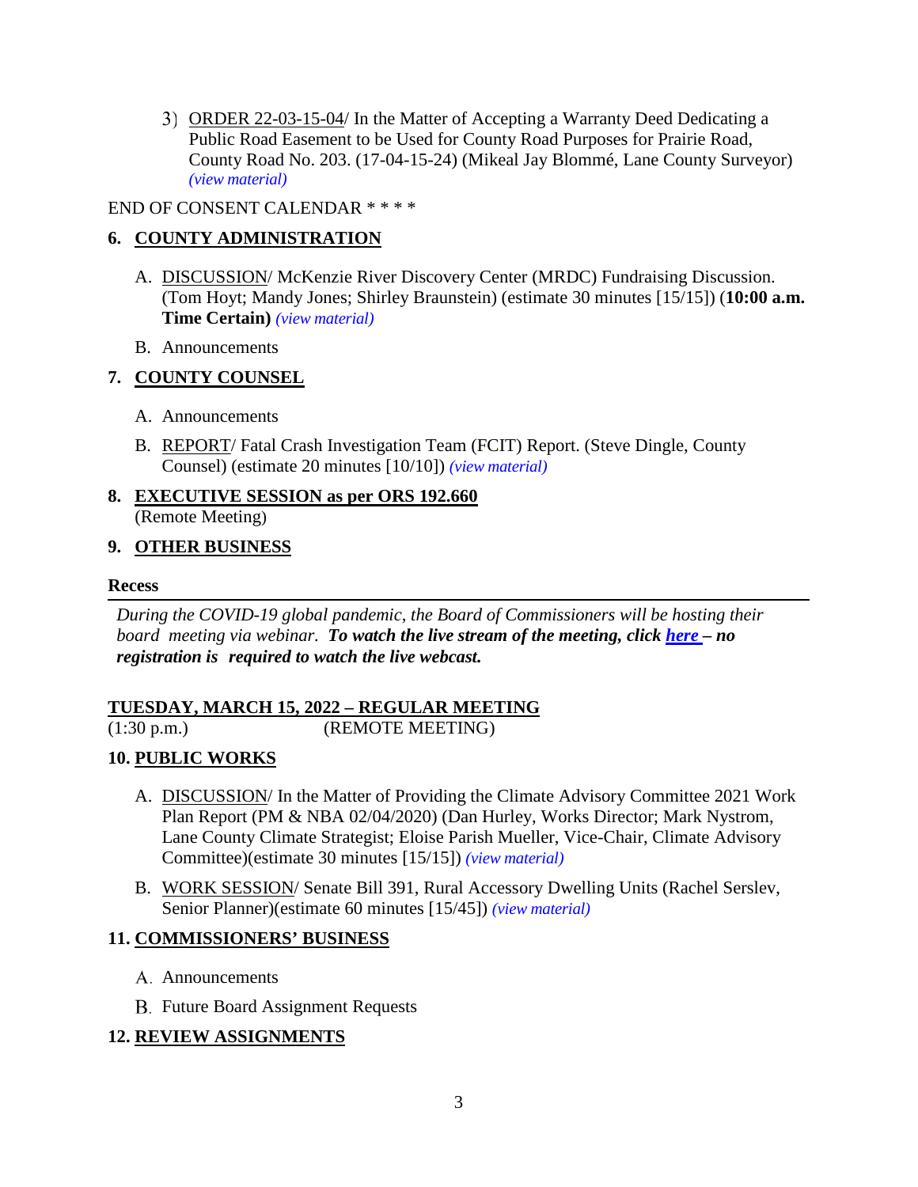3) ORDER 22-03-15-04/ In the Matter of Accepting a Warranty Deed Dedicating a Public Road Easement to be Used for County Road Purposes for Prairie Road, County Road No. 203. (17-04-15-24) (Mikeal Jay Blommé, Lane County Surveyor) *(view material)*

END OF CONSENT CALENDAR * * * *

**6. COUNTY ADMINISTRATION**

A. DISCUSSION/ McKenzie River Discovery Center (MRDC) Fundraising Discussion. (Tom Hoyt; Mandy Jones; Shirley Braunstein) (estimate 30 minutes [15/15]) (**10:00 a.m. Time Certain**) *(view material)*

B. Announcements

**7. COUNTY COUNSEL**

A. Announcements

B. REPORT/ Fatal Crash Investigation Team (FCIT) Report. (Steve Dingle, County Counsel) (estimate 20 minutes [10/10]) *(view material)*

**8. EXECUTIVE SESSION as per ORS 192.660**
(Remote Meeting)

**9. OTHER BUSINESS**

**Recess**

---

*During the COVID-19 global pandemic, the Board of Commissioners will be hosting their board meeting via webinar.* ***To watch the live stream of the meeting, click here – no registration is required to watch the live webcast.***

**TUESDAY, MARCH 15, 2022 – REGULAR MEETING**
(1:30 p.m.) (REMOTE MEETING)

**10. PUBLIC WORKS**

A. DISCUSSION/ In the Matter of Providing the Climate Advisory Committee 2021 Work Plan Report (PM & NBA 02/04/2020) (Dan Hurley, Works Director; Mark Nystrom, Lane County Climate Strategist; Eloise Parish Mueller, Vice-Chair, Climate Advisory Committee)(estimate 30 minutes [15/15]) *(view material)*

B. WORK SESSION/ Senate Bill 391, Rural Accessory Dwelling Units (Rachel Serslev, Senior Planner)(estimate 60 minutes [15/45]) *(view material)*

**11. COMMISSIONERS' BUSINESS**

A. Announcements

B. Future Board Assignment Requests

**12. REVIEW ASSIGNMENTS**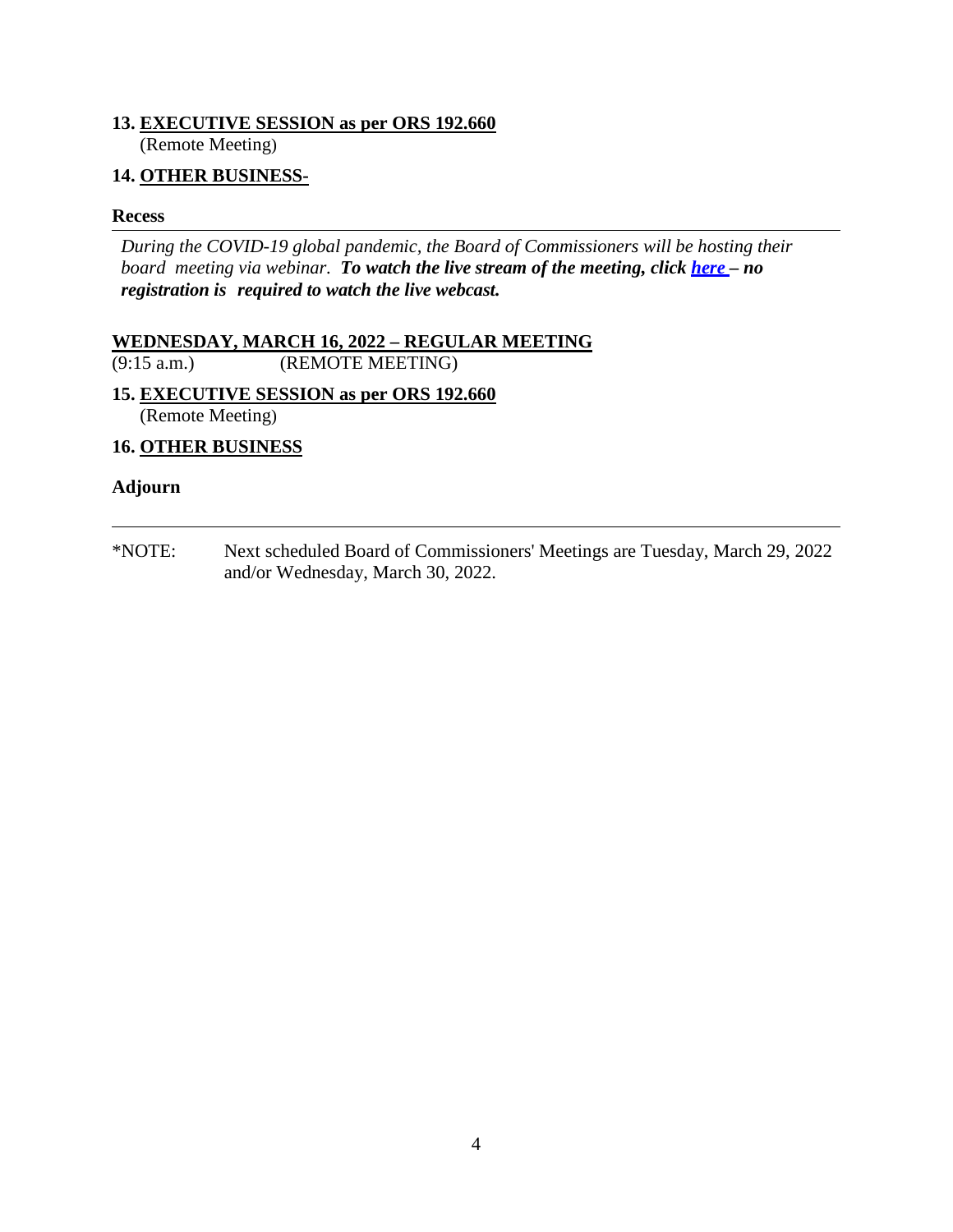**13. <u>EXECUTIVE SESSION as per ORS 192.660</u>**
(Remote Meeting)

**14. <u>OTHER BUSINESS-</u>**

**Recess**

---

*During the COVID-19 global pandemic, the Board of Commissioners will be hosting their board meeting via webinar.* ***To watch the live stream of the meeting, click here – no registration is required to watch the live webcast.***

**<u>WEDNESDAY, MARCH 16, 2022 – REGULAR MEETING</u>**
(9:15 a.m.) (REMOTE MEETING)

**15. <u>EXECUTIVE SESSION as per ORS 192.660</u>**
(Remote Meeting)

**16. <u>OTHER BUSINESS</u>**

**Adjourn**

---

*NOTE: Next scheduled Board of Commissioners' Meetings are Tuesday, March 29, 2022 and/or Wednesday, March 30, 2022.